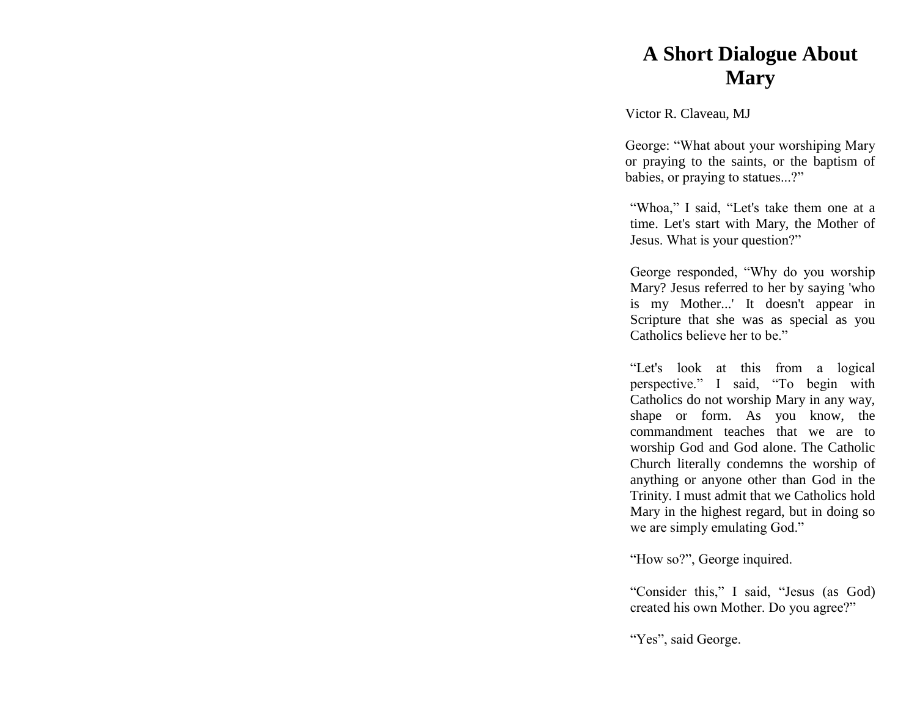# A Short Dialogue About Mary

Victor R. Claveau, MJ

George: “What about your worshiping Mary or praying to the saints, or the baptism of babies, or praying to statues...?”

“Whoa,” I said, “Let's take them one at a time. Let's start with Mary, the Mother of Jesus. What is your question?”

George responded, “Why do you worship Mary? Jesus referred to her by saying 'who is my Mother...' It doesn't appear in Scripture that she was as special as you Catholics believe her to be.”

“Let's look at this from a logical perspective.” I said, “To begin with Catholics do not worship Mary in any way, shape or form. As you know, the commandment teaches that we are to worship God and God alone. The Catholic Church literally condemns the worship of anything or anyone other than God in the Trinity. I must admit that we Catholics hold Mary in the highest regard, but in doing so we are simply emulating God.”

“How so?”, George inquired.

“Consider this,” I said, “Jesus (as God) created his own Mother. Do you agree?”

“Yes”, said George.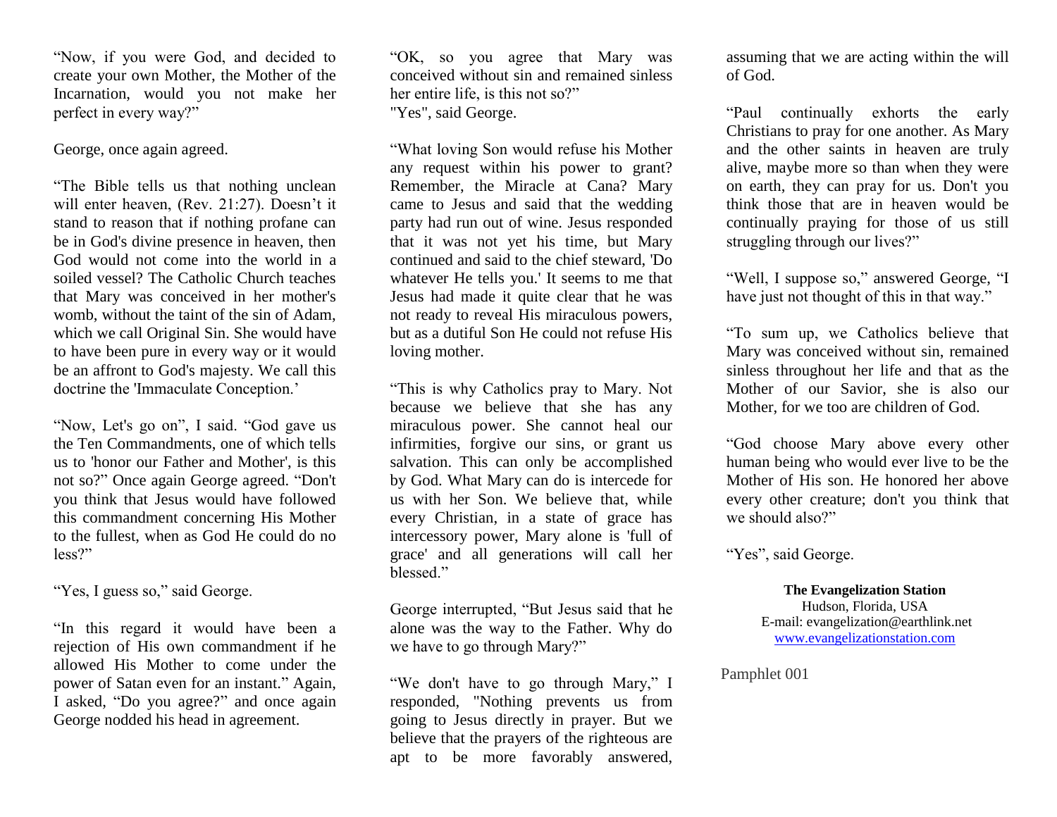"Now, if you were God, and decided to create your own Mother, the Mother of the Incarnation, would you not make her perfect in every way?"

George, once again agreed.

"The Bible tells us that nothing unclean will enter heaven, (Rev. 21:27). Doesn't it stand to reason that if nothing profane can be in God's divine presence in heaven, then God would not come into the world in a soiled vessel? The Catholic Church teaches that Mary was conceived in her mother's womb, without the taint of the sin of Adam, which we call Original Sin. She would have to have been pure in every way or it would be an affront to God's majesty. We call this doctrine the 'Immaculate Conception.'

"Now, Let's go on", I said. "God gave us the Ten Commandments, one of which tells us to 'honor our Father and Mother', is this not so?" Once again George agreed. "Don't you think that Jesus would have followed this commandment concerning His Mother to the fullest, when as God He could do no less?"

"Yes, I guess so," said George.

"In this regard it would have been a rejection of His own commandment if he allowed His Mother to come under the power of Satan even for an instant." Again, I asked, "Do you agree?" and once again George nodded his head in agreement.

"OK, so you agree that Mary was conceived without sin and remained sinless her entire life, is this not so?"
"Yes", said George.

"What loving Son would refuse his Mother any request within his power to grant? Remember, the Miracle at Cana? Mary came to Jesus and said that the wedding party had run out of wine. Jesus responded that it was not yet his time, but Mary continued and said to the chief steward, 'Do whatever He tells you.' It seems to me that Jesus had made it quite clear that he was not ready to reveal His miraculous powers, but as a dutiful Son He could not refuse His loving mother.

"This is why Catholics pray to Mary. Not because we believe that she has any miraculous power. She cannot heal our infirmities, forgive our sins, or grant us salvation. This can only be accomplished by God. What Mary can do is intercede for us with her Son. We believe that, while every Christian, in a state of grace has intercessory power, Mary alone is 'full of grace' and all generations will call her blessed."

George interrupted, "But Jesus said that he alone was the way to the Father. Why do we have to go through Mary?"

"We don't have to go through Mary," I responded, "Nothing prevents us from going to Jesus directly in prayer. But we believe that the prayers of the righteous are apt to be more favorably answered, assuming that we are acting within the will of God.

"Paul continually exhorts the early Christians to pray for one another. As Mary and the other saints in heaven are truly alive, maybe more so than when they were on earth, they can pray for us. Don't you think those that are in heaven would be continually praying for those of us still struggling through our lives?"

"Well, I suppose so," answered George, "I have just not thought of this in that way."

"To sum up, we Catholics believe that Mary was conceived without sin, remained sinless throughout her life and that as the Mother of our Savior, she is also our Mother, for we too are children of God.

"God choose Mary above every other human being who would ever live to be the Mother of His son. He honored her above every other creature; don't you think that we should also?"

"Yes", said George.

**The Evangelization Station**
Hudson, Florida, USA
E-mail: evangelization@earthlink.net
www.evangelizationstation.com

Pamphlet 001